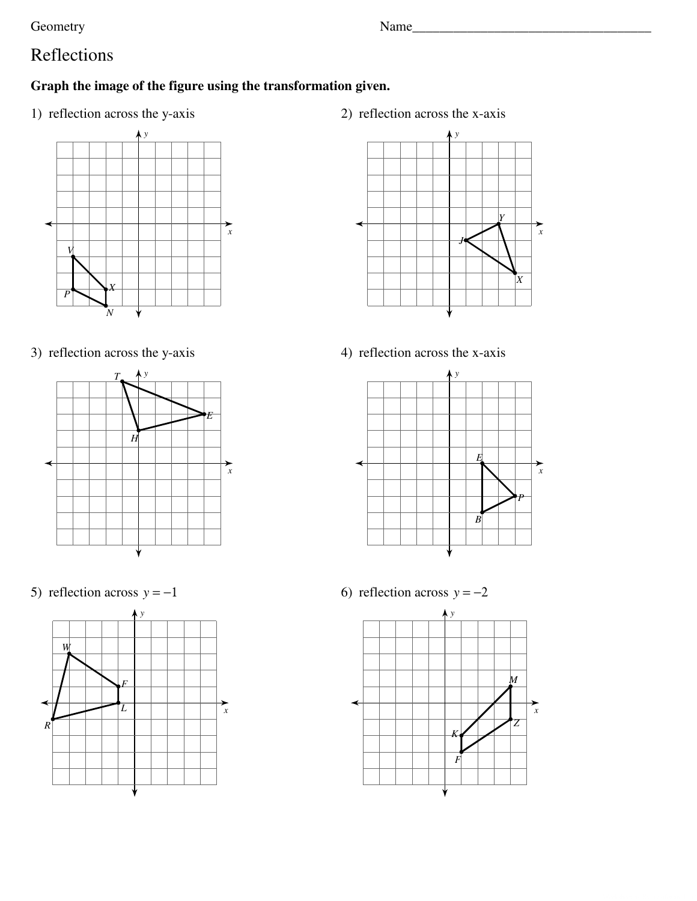Geometry

Name___________________________________

# Reflections

**Graph the image of the figure using the transformation given.**

1) reflection across the y-axis

2) reflection across the x-axis

3) reflection across the y-axis

4) reflection across the x-axis

5) reflection across $y = -1$

6) reflection across $y = -2$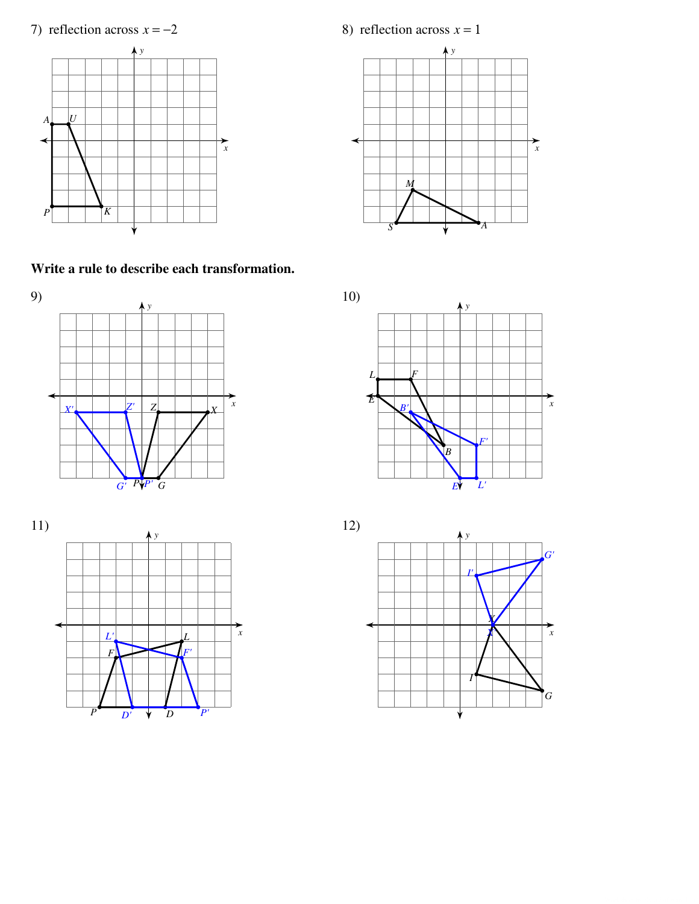7) reflection across $x = -2$

8) reflection across $x = 1$

**Write a rule to describe each transformation.**

9)

10)

11)

12)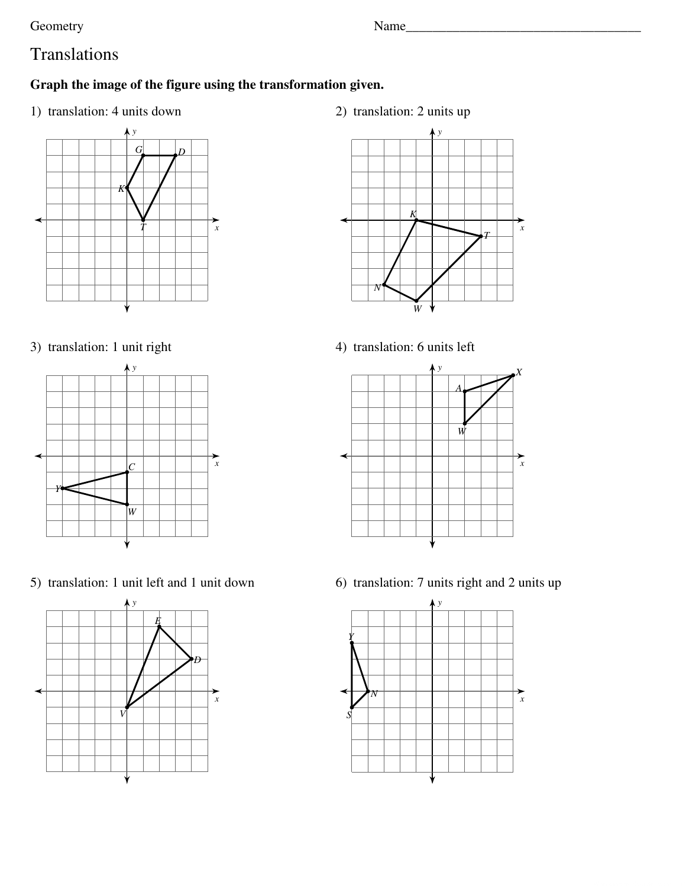Geometry

Name___________________________________

# Translations

**Graph the image of the figure using the transformation given.**

1) translation: 4 units down

2) translation: 2 units up

3) translation: 1 unit right

4) translation: 6 units left

5) translation: 1 unit left and 1 unit down

6) translation: 7 units right and 2 units up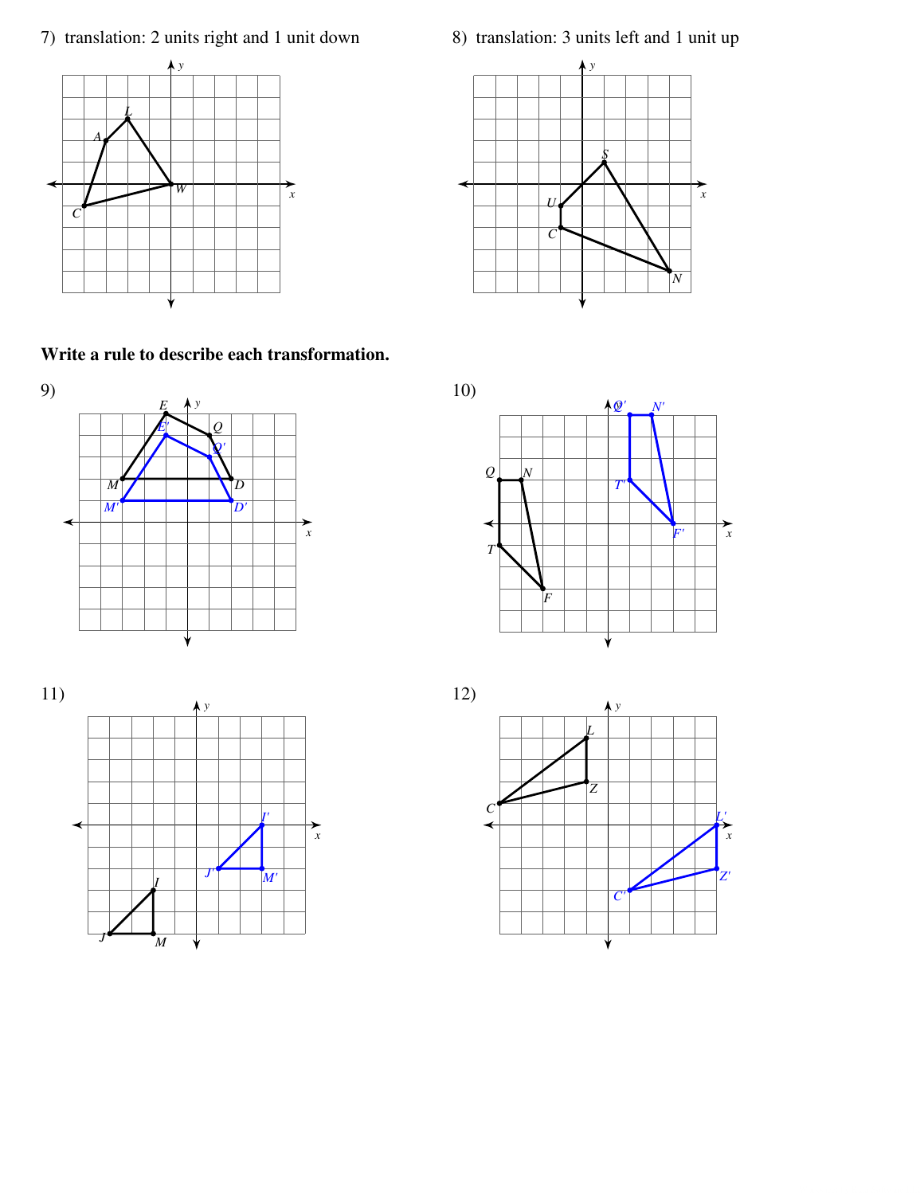7) translation: 2 units right and 1 unit down

8) translation: 3 units left and 1 unit up

**Write a rule to describe each transformation.**

9)

10)

11)

12)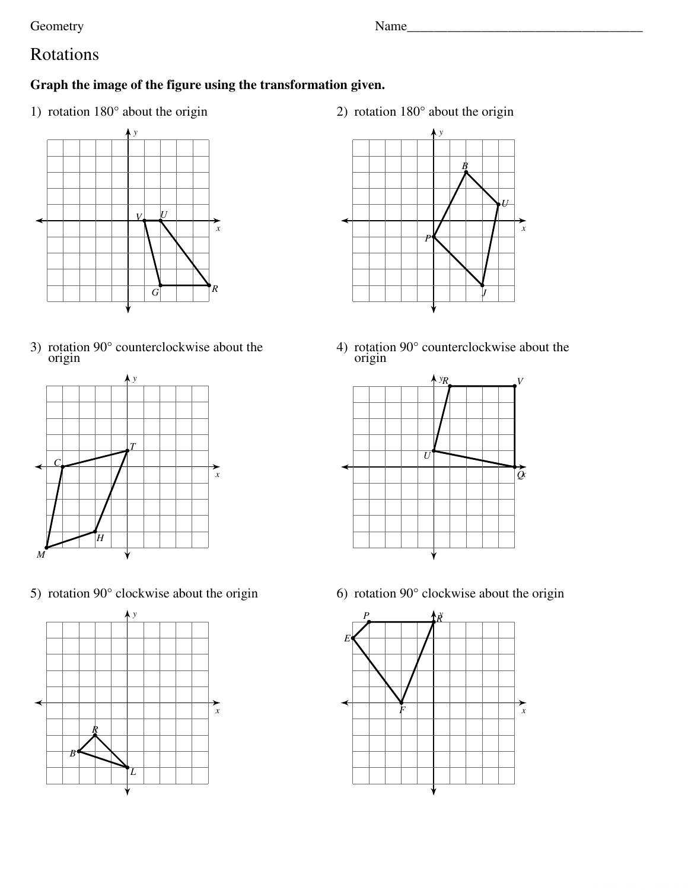Geometry

Name___________________________________

# Rotations

**Graph the image of the figure using the transformation given.**

1) rotation 180° about the origin

2) rotation 180° about the origin

3) rotation 90° counterclockwise about the origin

4) rotation 90° counterclockwise about the origin

5) rotation 90° clockwise about the origin

6) rotation 90° clockwise about the origin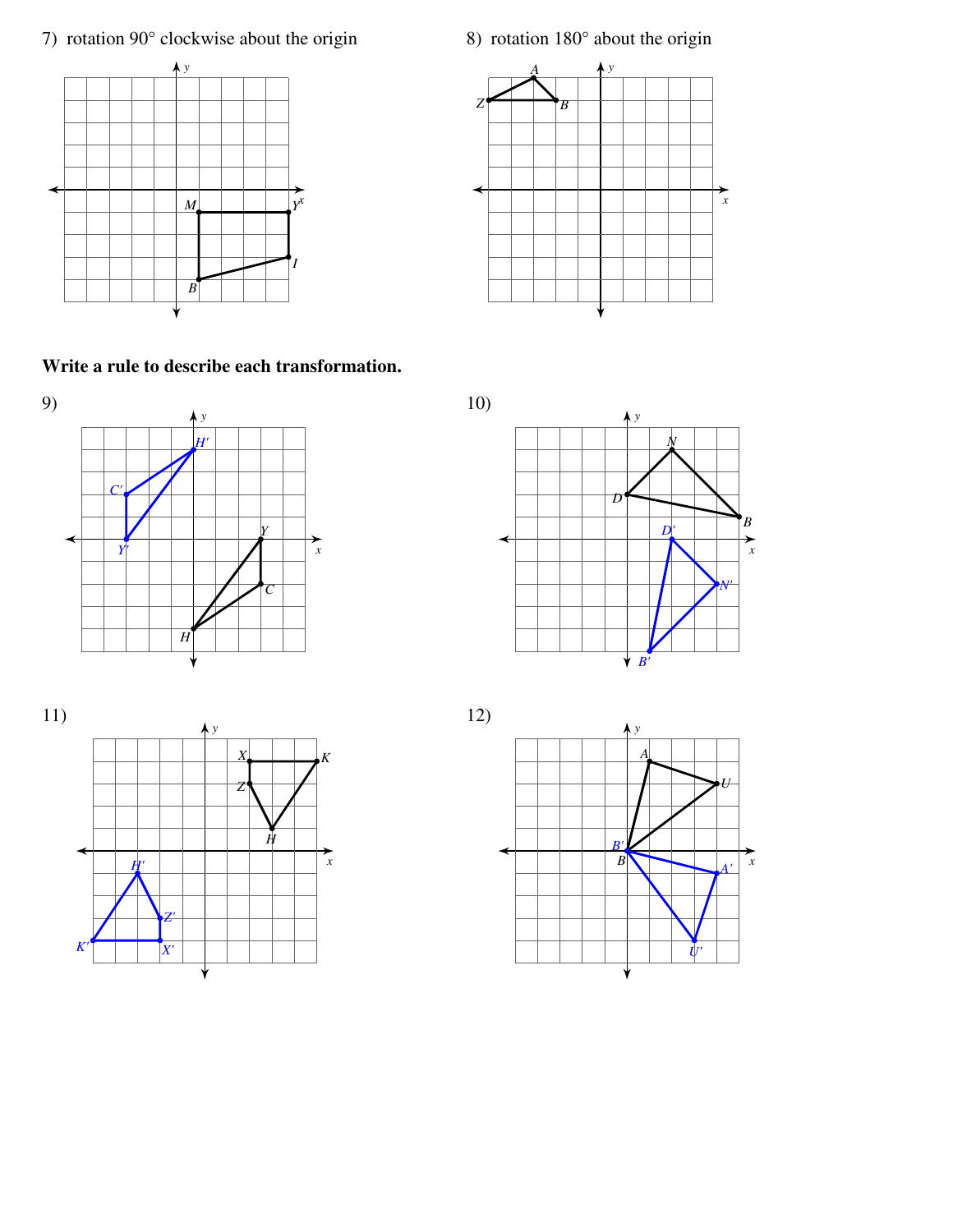7) rotation 90° clockwise about the origin

8) rotation 180° about the origin

**Write a rule to describe each transformation.**

9)

10)

11)

12)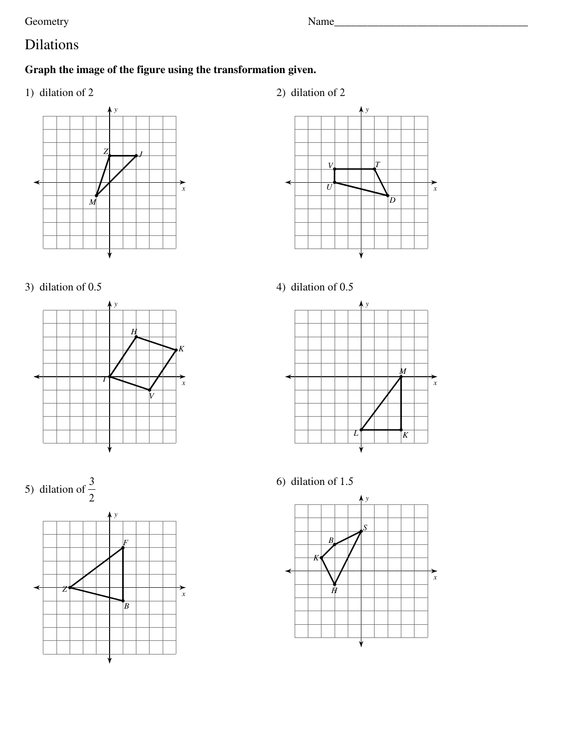Geometry

Name___________________________________

# Dilations

**Graph the image of the figure using the transformation given.**

1) dilation of 2

2) dilation of 2

3) dilation of 0.5

4) dilation of 0.5

5) dilation of $\frac{3}{2}$

6) dilation of 1.5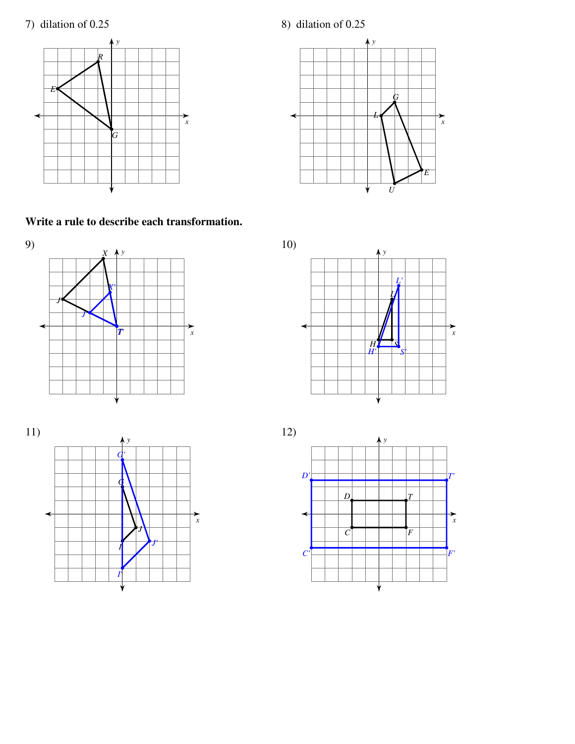7) dilation of 0.25

8) dilation of 0.25

**Write a rule to describe each transformation.**

9)

10)

11)

12)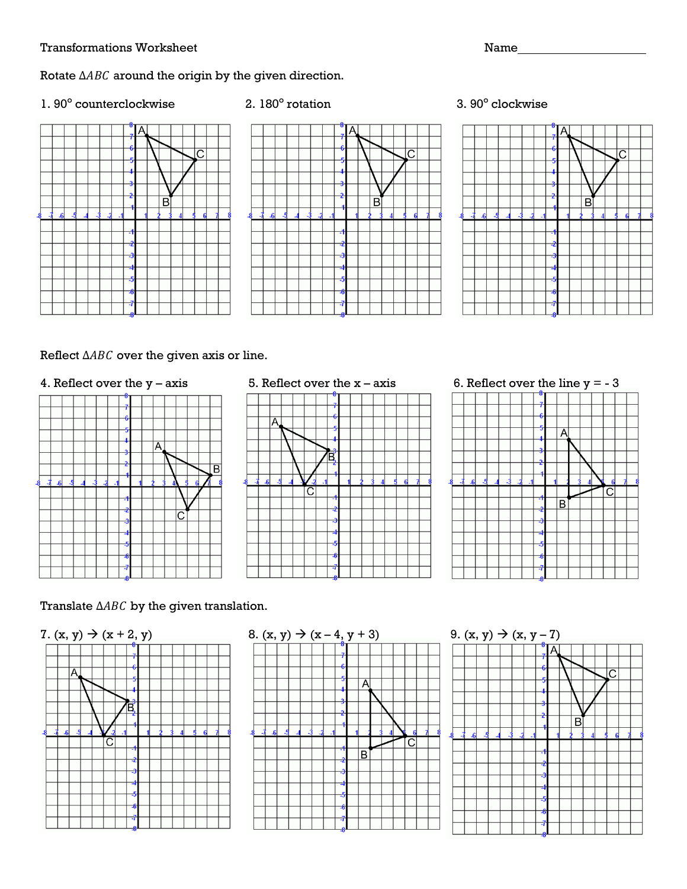Transformations Worksheet

Name____________________

Rotate $\Delta ABC$ around the origin by the given direction.

1. 90° counterclockwise

2. 180° rotation

3. 90° clockwise

Reflect $\Delta ABC$ over the given axis or line.

4. Reflect over the y – axis

5. Reflect over the x – axis

6. Reflect over the line y = - 3

Translate $\Delta ABC$ by the given translation.

7. (x, y) → (x + 2, y)

8. (x, y) → (x – 4, y + 3)

9. (x, y) → (x, y – 7)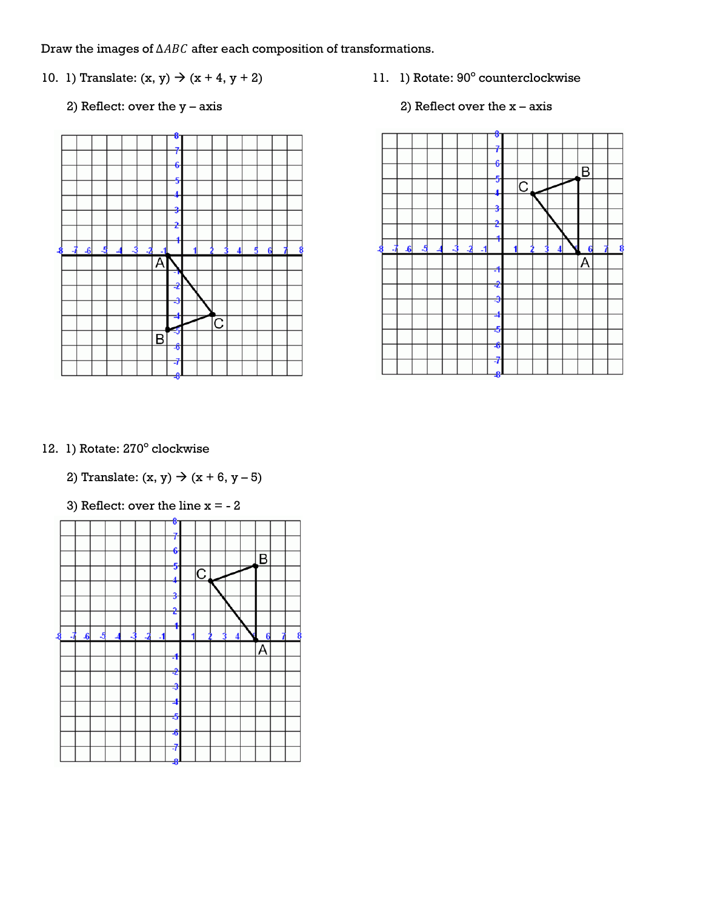Draw the images of $\Delta ABC$ after each composition of transformations.

10. 1) Translate: (x, y) → (x + 4, y + 2)

    2) Reflect: over the y – axis

A

C

B

11. 1) Rotate: 90° counterclockwise

    2) Reflect over the x – axis

B

C

A

12. 1) Rotate: 270° clockwise

    2) Translate: (x, y) → (x + 6, y – 5)

    3) Reflect: over the line x = - 2

B

C

A